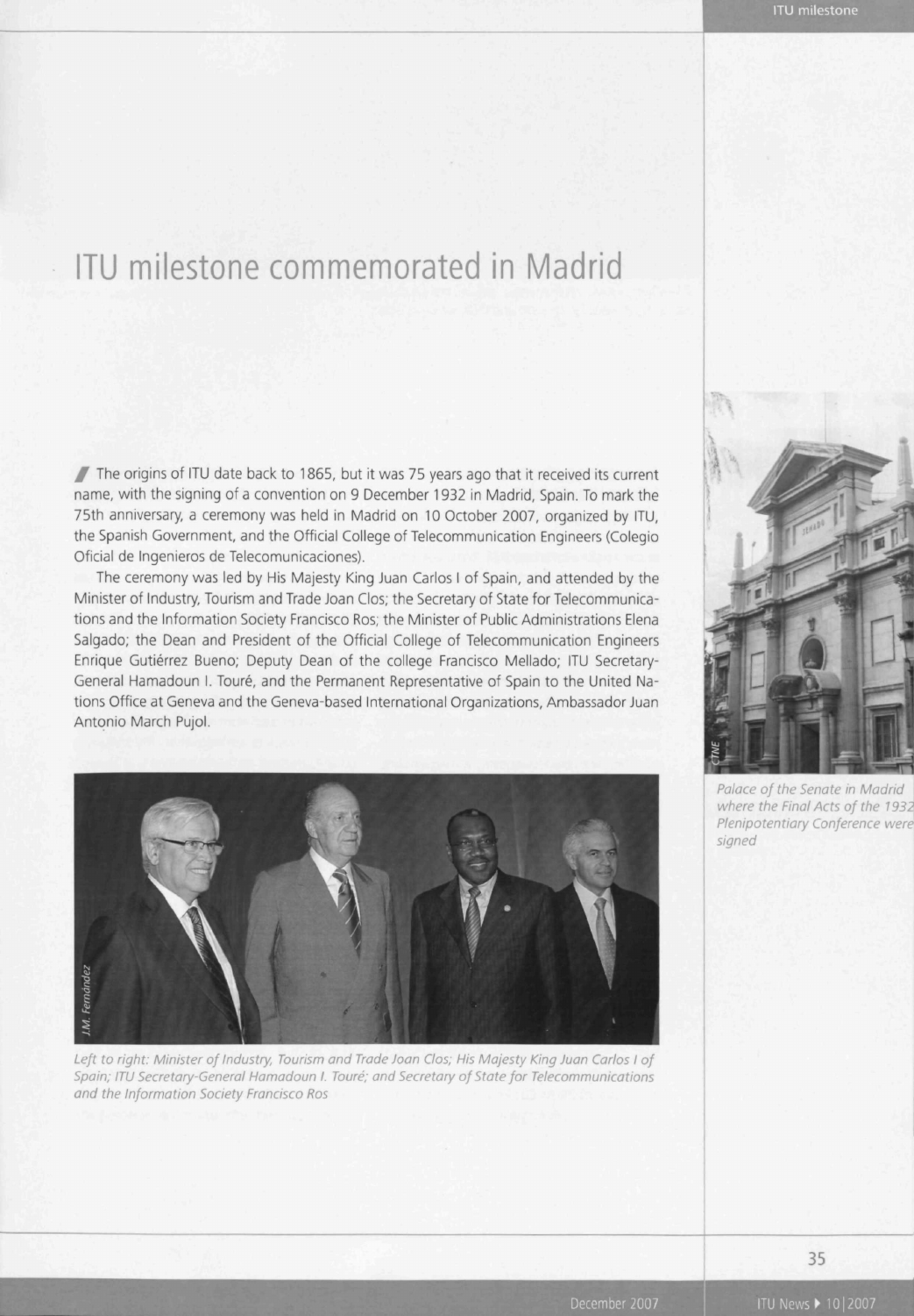# ITU milestone commemorated in Madrid

The origins of ITU date back to 1865, but it was 75 years ago that it received its current name, with the signing of a convention on 9 December 1932 in Madrid, Spain. To mark the 75th anniversary, a ceremony was held in Madrid on 10 October 2007, organized by ITU, the Spanish Government, and the Official College of Telecommunication Engineers (Colegio Oficial de Ingenieros de Telecomunicaciones).

The ceremony was led by His Majesty King Juan Carlos I of Spain, and attended by the Minister of Industry, Tourism and Trade Joan Clos; the Secretary of State for Telecommunications and the Information Society Francisco Ros; the Minister of Public Administrations Elena Salgado; the Dean and President of the Official College of Telecommunication Engineers Enrique Gutiérrez Bueno; Deputy Dean of the college Francisco Mellado; ITU Secretary-General Hamadoun I. Touré, and the Permanent Representative of Spain to the United Nations Office at Geneva and the Geneva-based International Organizations, Ambassador Juan Antonio March Pujol.

*Left to right: Minister of Industry, Tourism and Trade Joan Clos; His Majesty King Juan Carlos I of Spain; ITU Secretary-General Hamadoun I. Touré; and Secretary of State for Telecommunications and the Information Society Francisco Ros*

*Palace of the Senate in Madrid where the Final Acts of the 1932 Plenipotentiary Conference were signed*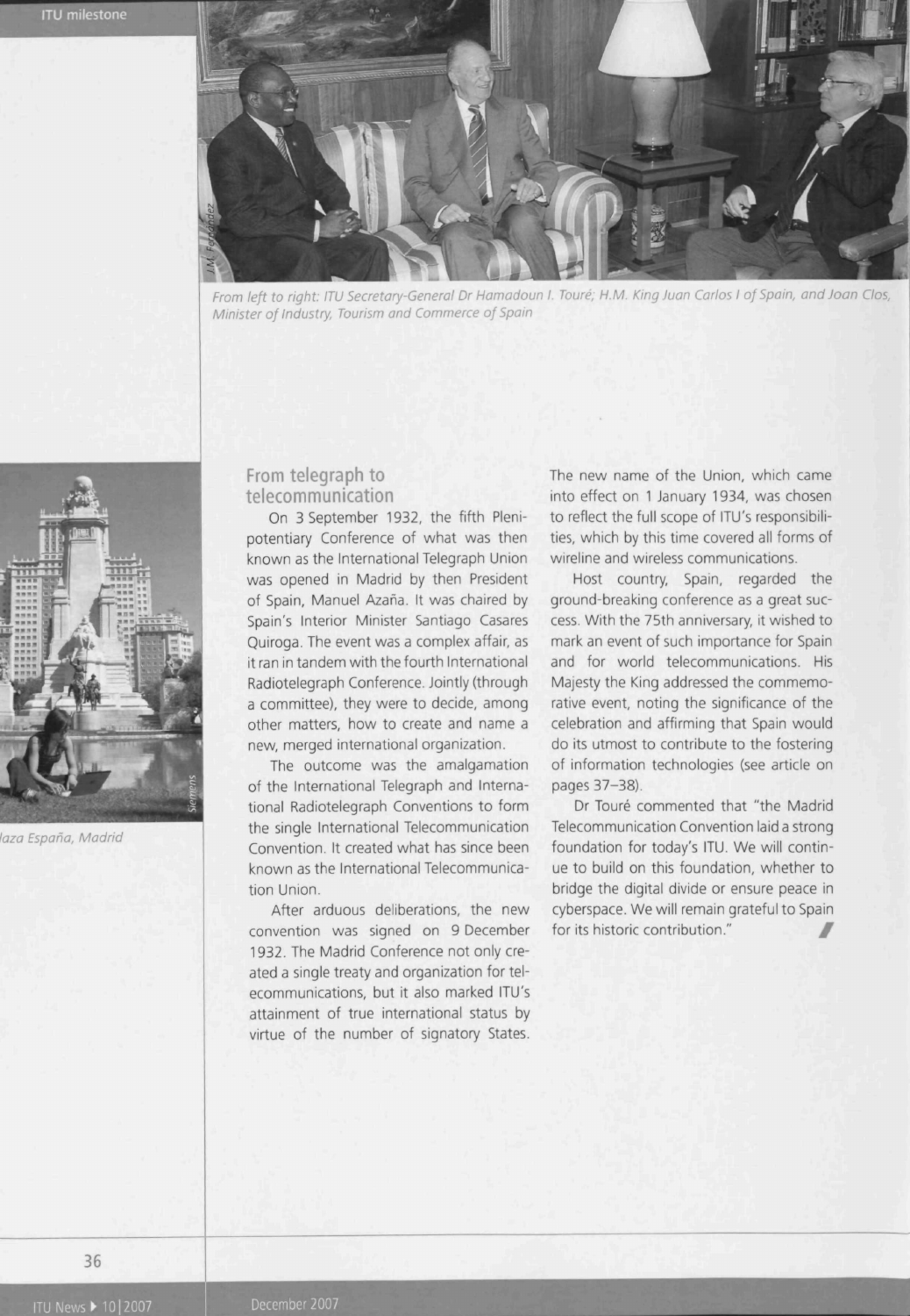From left to right: ITU Secretary-General Dr Hamadoun I. Touré; H.M. King Juan Carlos I of Spain, and Joan Clos, Minister of Industry, Tourism and Commerce of Spain

laza España, Madrid

## From telegraph to telecommunication

On 3 September 1932, the fifth Plenipotentiary Conference of what was then known as the International Telegraph Union was opened in Madrid by then President of Spain, Manuel Azaña. It was chaired by Spain's Interior Minister Santiago Casares Quiroga. The event was a complex affair, as it ran in tandem with the fourth International Radiotelegraph Conference. Jointly (through a committee), they were to decide, among other matters, how to create and name a new, merged international organization.

The outcome was the amalgamation of the International Telegraph and International Radiotelegraph Conventions to form the single International Telecommunication Convention. It created what has since been known as the International Telecommunication Union.

After arduous deliberations, the new convention was signed on 9 December 1932. The Madrid Conference not only created a single treaty and organization for telecommunications, but it also marked ITU's attainment of true international status by virtue of the number of signatory States. The new name of the Union, which came into effect on 1 January 1934, was chosen to reflect the full scope of ITU's responsibilities, which by this time covered all forms of wireline and wireless communications.

Host country, Spain, regarded the ground-breaking conference as a great success. With the 75th anniversary, it wished to mark an event of such importance for Spain and for world telecommunications. His Majesty the King addressed the commemorative event, noting the significance of the celebration and affirming that Spain would do its utmost to contribute to the fostering of information technologies (see article on pages 37–38).

Dr Touré commented that "the Madrid Telecommunication Convention laid a strong foundation for today's ITU. We will continue to build on this foundation, whether to bridge the digital divide or ensure peace in cyberspace. We will remain grateful to Spain for its historic contribution."